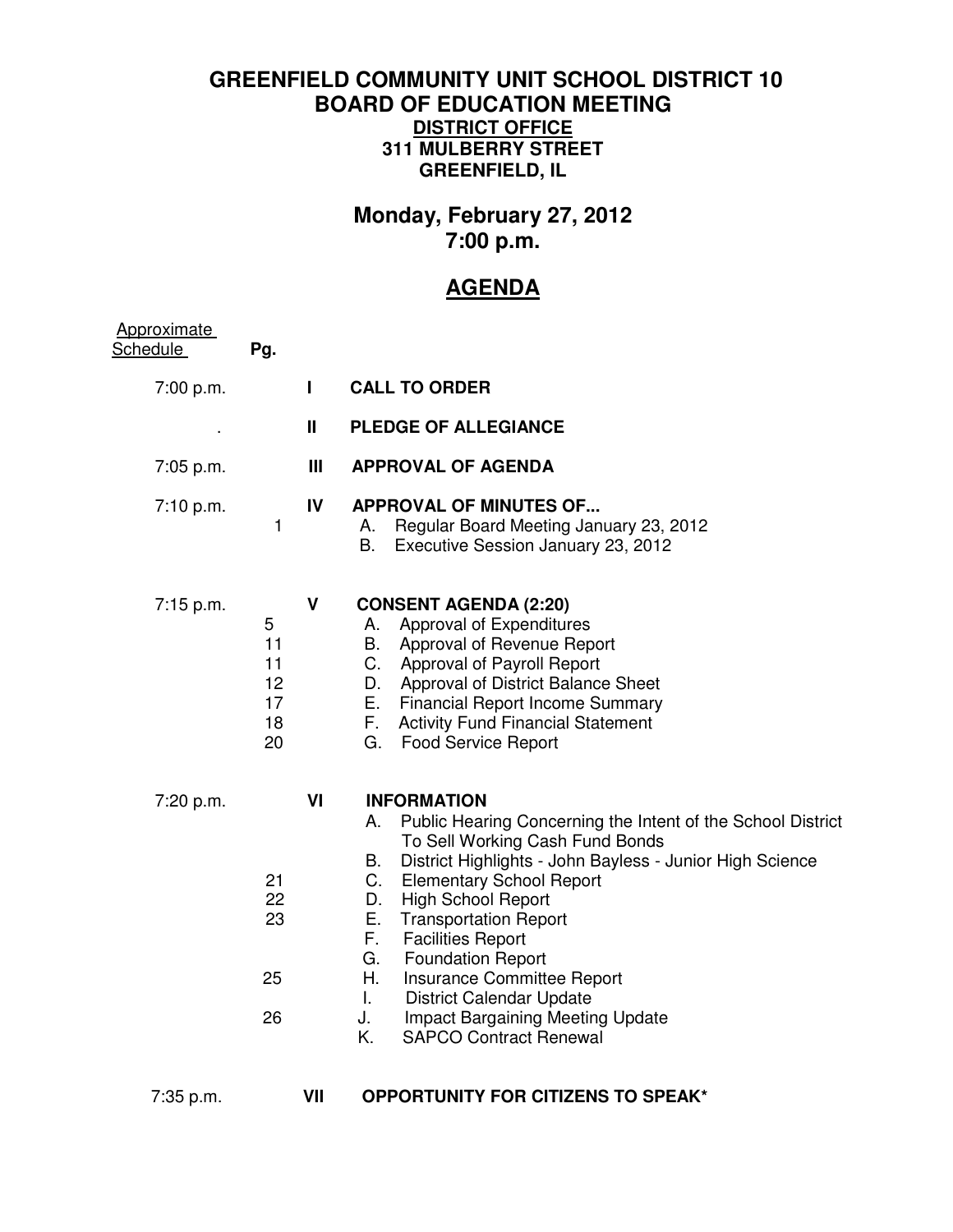# GREENFIELD COMMUNITY UNIT SCHOOL DISTRICT 10
## BOARD OF EDUCATION MEETING

**DISTRICT OFFICE**
**311 MULBERRY STREET**
**GREENFIELD, IL**

## Monday, February 27, 2012
## 7:00 p.m.

## AGENDA

| Approximate Schedule | Pg. | | |
|---|---|---|---|
| 7:00 p.m. | | I | **CALL TO ORDER** |
| . | | II | **PLEDGE OF ALLEGIANCE** |
| 7:05 p.m. | | III | **APPROVAL OF AGENDA** |
| 7:10 p.m. | | IV | **APPROVAL OF MINUTES OF...** |
| | 1 | | A. Regular Board Meeting January 23, 2012 |
| | | | B. Executive Session January 23, 2012 |
| 7:15 p.m. | | V | **CONSENT AGENDA (2:20)** |
| | 5 | | A. Approval of Expenditures |
| | 11 | | B. Approval of Revenue Report |
| | 11 | | C. Approval of Payroll Report |
| | 12 | | D. Approval of District Balance Sheet |
| | 17 | | E. Financial Report Income Summary |
| | 18 | | F. Activity Fund Financial Statement |
| | 20 | | G. Food Service Report |
| 7:20 p.m. | | VI | **INFORMATION** |
| | | | A. Public Hearing Concerning the Intent of the School District To Sell Working Cash Fund Bonds |
| | | | B. District Highlights - John Bayless - Junior High Science |
| | 21 | | C. Elementary School Report |
| | 22 | | D. High School Report |
| | 23 | | E. Transportation Report |
| | | | F. Facilities Report |
| | | | G. Foundation Report |
| | 25 | | H. Insurance Committee Report |
| | | | I. District Calendar Update |
| | 26 | | J. Impact Bargaining Meeting Update |
| | | | K. SAPCO Contract Renewal |
| 7:35 p.m. | | VII | **OPPORTUNITY FOR CITIZENS TO SPEAK*** |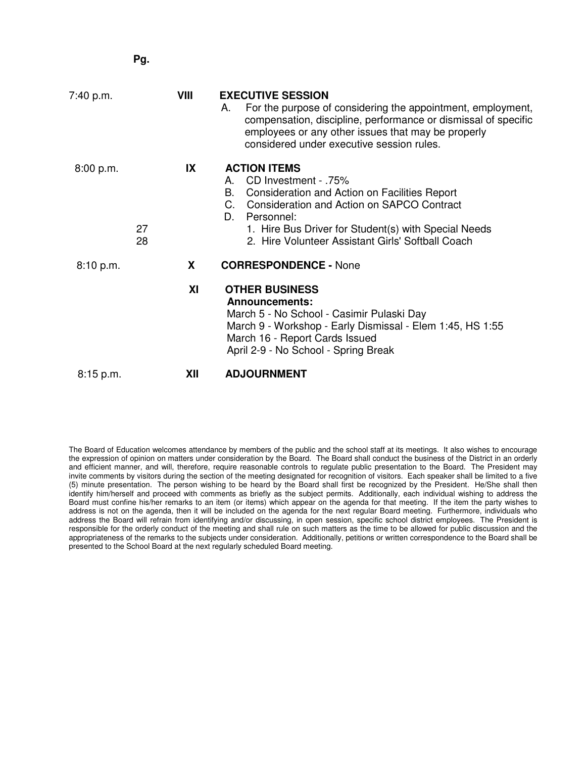| | Pg. | | |
|---|---|---|---|
| 7:40 p.m. | | VIII | **EXECUTIVE SESSION** |
| | | | A. For the purpose of considering the appointment, employment, compensation, discipline, performance or dismissal of specific employees or any other issues that may be properly considered under executive session rules. |
| 8:00 p.m. | | IX | **ACTION ITEMS** |
| | | | A. CD Investment - .75% |
| | | | B. Consideration and Action on Facilities Report |
| | | | C. Consideration and Action on SAPCO Contract |
| | | | D. Personnel: |
| | 27 | | 1. Hire Bus Driver for Student(s) with Special Needs |
| | 28 | | 2. Hire Volunteer Assistant Girls' Softball Coach |
| 8:10 p.m. | | X | **CORRESPONDENCE -** None |
| | | XI | **OTHER BUSINESS** |
| | | | **Announcements:** |
| | | | March 5 - No School - Casimir Pulaski Day |
| | | | March 9 - Workshop - Early Dismissal - Elem 1:45, HS 1:55 |
| | | | March 16 - Report Cards Issued |
| | | | April 2-9 - No School - Spring Break |
| 8:15 p.m. | | XII | **ADJOURNMENT** |

The Board of Education welcomes attendance by members of the public and the school staff at its meetings. It also wishes to encourage the expression of opinion on matters under consideration by the Board. The Board shall conduct the business of the District in an orderly and efficient manner, and will, therefore, require reasonable controls to regulate public presentation to the Board. The President may invite comments by visitors during the section of the meeting designated for recognition of visitors. Each speaker shall be limited to a five (5) minute presentation. The person wishing to be heard by the Board shall first be recognized by the President. He/She shall then identify him/herself and proceed with comments as briefly as the subject permits. Additionally, each individual wishing to address the Board must confine his/her remarks to an item (or items) which appear on the agenda for that meeting. If the item the party wishes to address is not on the agenda, then it will be included on the agenda for the next regular Board meeting. Furthermore, individuals who address the Board will refrain from identifying and/or discussing, in open session, specific school district employees. The President is responsible for the orderly conduct of the meeting and shall rule on such matters as the time to be allowed for public discussion and the appropriateness of the remarks to the subjects under consideration. Additionally, petitions or written correspondence to the Board shall be presented to the School Board at the next regularly scheduled Board meeting.